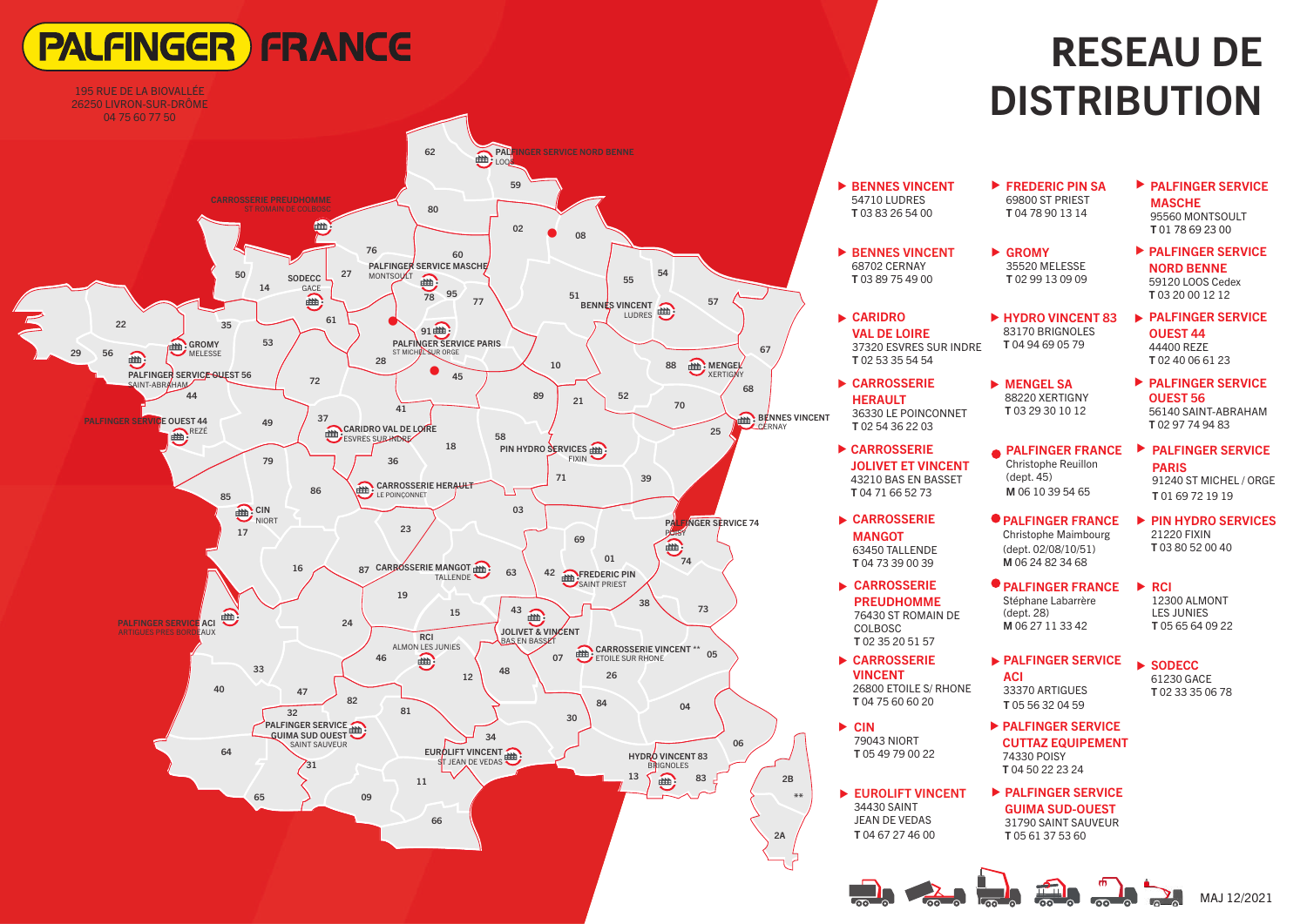# PALFINGER FRANCE

195 RUE DE LA BIOVALLÉE
26250 LIVRON-SUR-DRÔME
04 75 60 77 50

# RESEAU DE DISTRIBUTION

**BENNES VINCENT**
54710 LUDRES
T 03 83 26 54 00

**BENNES VINCENT**
68702 CERNAY
T 03 89 75 49 00

**CARIDRO VAL DE LOIRE**
37320 ESVRES SUR INDRE
T 02 53 35 54 54

**CARROSSERIE HERAULT**
36330 LE POINCONNET
T 02 54 36 22 03

**CARROSSERIE JOLIVET ET VINCENT**
43210 BAS EN BASSET
T 04 71 66 52 73

**CARROSSERIE MANGOT**
63450 TALLENDE
T 04 73 39 00 39

**CARROSSERIE PREUDHOMME**
76430 ST ROMAIN DE COLBOSC
T 02 35 20 51 57

**CARROSSERIE VINCENT**
26800 ETOILE S/ RHONE
T 04 75 60 60 20

**CIN**
79043 NIORT
T 05 49 79 00 22

**EUROLIFT VINCENT**
34430 SAINT JEAN DE VEDAS
T 04 67 27 46 00

**FREDERIC PIN SA**
69800 ST PRIEST
T 04 78 90 13 14

**GROMY**
35520 MELESSE
T 02 99 13 09 09

**HYDRO VINCENT 83**
83170 BRIGNOLES
T 04 94 69 05 79

**MENGEL SA**
88220 XERTIGNY
T 03 29 30 10 12

**PALFINGER FRANCE**
Christophe Reuillon
(dept. 45)
M 06 10 39 54 65

**PALFINGER FRANCE**
Christophe Maimbourg
(dept. 02/08/10/51)
M 06 24 82 34 68

**PALFINGER FRANCE**
Stéphane Labarrère
(dept. 28)
M 06 27 11 33 42

**PALFINGER SERVICE ACI**
33370 ARTIGUES
T 05 56 32 04 59

**PALFINGER SERVICE CUTTAZ EQUIPEMENT**
74330 POISY
T 04 50 22 23 24

**PALFINGER SERVICE GUIMA SUD-OUEST**
31790 SAINT SAUVEUR
T 05 61 37 53 60

**PALFINGER SERVICE MASCHE**
95560 MONTSOULT
T 01 78 69 23 00

**PALFINGER SERVICE NORD BENNE**
59120 LOOS Cedex
T 03 20 00 12 12

**PALFINGER SERVICE OUEST 44**
44400 REZE
T 02 40 06 61 23

**PALFINGER SERVICE OUEST 56**
56140 SAINT-ABRAHAM
T 02 97 74 94 83

**PALFINGER SERVICE PARIS**
91240 ST MICHEL / ORGE
T 01 69 72 19 19

**PIN HYDRO SERVICES**
21220 FIXIN
T 03 80 52 00 40

**RCI**
12300 ALMONT LES JUNIES
T 05 65 64 09 22

**SODECC**
61230 GACE
T 02 33 35 06 78

MAJ 12/2021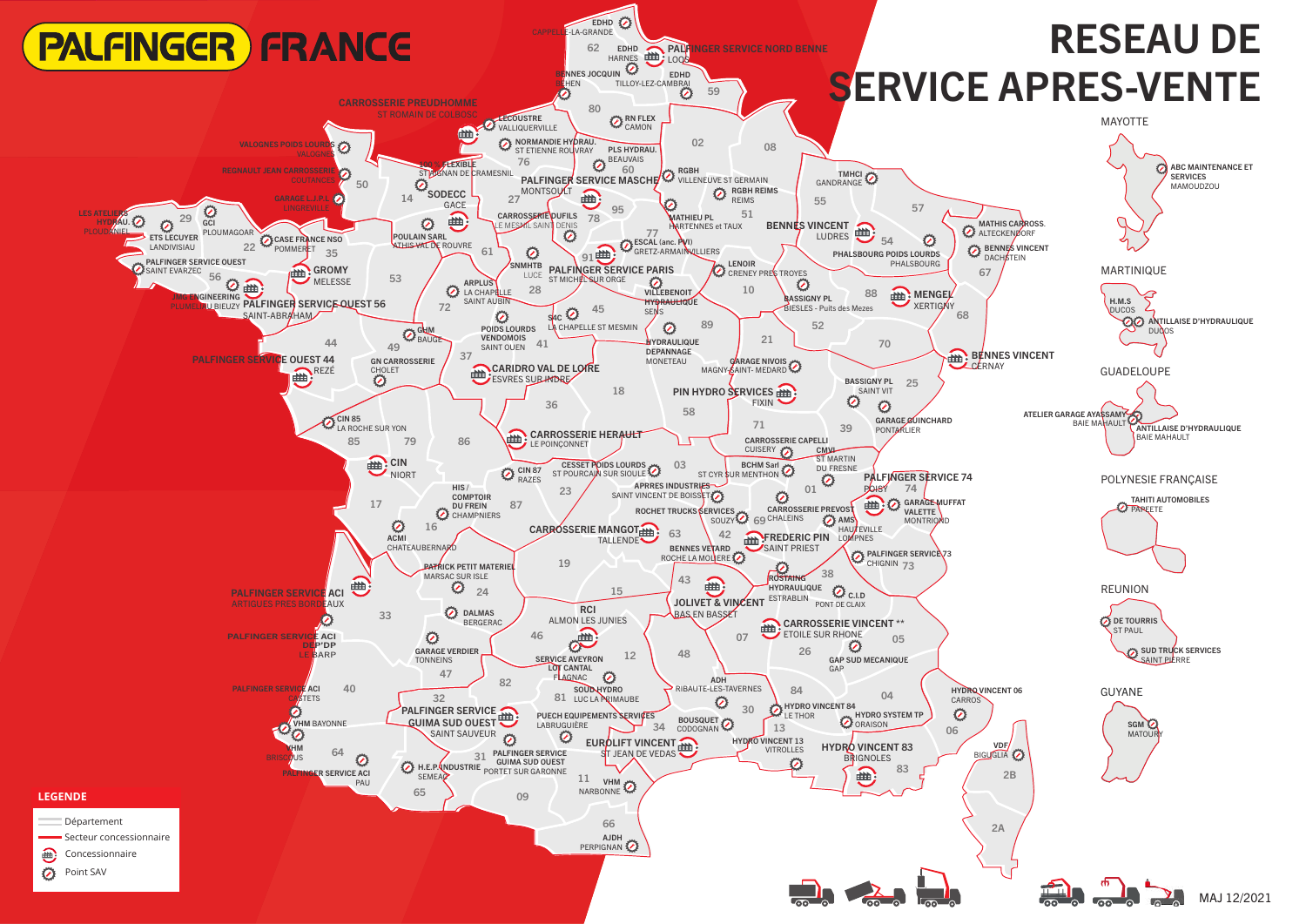# PALFINGER FRANCE

# RESEAU DE SERVICE APRES-VENTE

EDHD CAPPELLE-LA-GRANDE
EDHD HARNES
PALFINGER SERVICE NORD BENNE LOOS
BENNES JOCQUIN ACHEN
EDHD TILLOY-LEZ-CAMBRAI
CARROSSERIE PREUDHOMME ST ROMAIN DE COLBOSC
LECOUSTRE VALLIQUERVILLE
RN FLEX CAMON
NORMANDIE HYDRAU. ST ETIENNE ROUVRAY
PLS HYDRAU. BEAUVAIS
VALOGNES POIDS LOURDS VALOGNES
REGNAULT JEAN CARROSSERIE COUTANCES
100 % FLEXIBLE ST AIGNAN DE CRAMESNIL
PALFINGER SERVICE MASCHE MONTSOULT
RGBH VILLENEUVE ST GERMAIN
RGBH REIMS
TMHCI GANDRANGE
GARAGE L.J.P.L. LINGREVILLE
SODECC GACE
LES ATELIERS HYDRAU. PLOUDANIEL
GCI PLOUMAGOAR
CARROSSERIE DUFILS LE MESNIL SAINT DENIS
MATHIEU PL HARTENNES et TAUX
BENNES VINCENT LUDRES
MATHIS CARROSS. ALTECKENDORF
ETS LECUYER LANDIVISIAU
CASE FRANCE NSO POMMERET
POULAIN SARL ATHIS VAL DE ROUVRE
ESCAL (anc. PVI) GRETZ-ARMAINVILLIERS
PHALSBOURG POIDS LOURDS PHALSBOURG
BENNES VINCENT DACHSTEIN
PALFINGER SERVICE OUEST SAINT EVARZEC
GROMY MELESSE
SNMHTB LUCE
PALFINGER SERVICE PARIS ST MICHEL SUR ORGE
LENOIR CRENEY PRES TROYES
JMC ENGINEERING PLUMELIAU BIEUZY
PALFINGER SERVICE OUEST 56 SAINT-ABRAHAM
ARPLUS LA CHAPELLE SAINT AUBIN
VILLEBENOIT HYDRAULIQUE SENS
BASSIGNY PL BIESLES - Puits des Mezes
MENGEL XERTIGNY
S4C LA CHAPELLE ST MESMIN
GHM BAUGE
POIDS LOURDS VENDOMOIS SAINT OUEN
HYDRAULIQUE DEPANNAGE MONETEAU
BENNES VINCENT CERNAY
PALFINGER SERVICE OUEST 44 REZÉ
GN CARROSSERIE CHOLET
CARIDRO VAL DE LOIRE ESVRES SUR INDRE
GARAGE NIVOIS MAGNY-SAINT- MEDARD
BASSIGNY PL SAINT VIT
PIN HYDRO SERVICES FIXIN
GARAGE GUINCHARD PONTARLIER
CIN 85 LA ROCHE SUR YON
CARROSSERIE HERAULT LE POINÇONNET
CARROSSERIE CAPELLI CUISERY
CMVI ST MARTIN DU FRESNE
CIN NIORT
CIN 87 RAZES
CESSET POIDS LOURDS ST POURCAIN SUR SIOULE
BCHM Sarl ST CYR SUR MENTHON
PALFINGER SERVICE 74 POISY
HIS / COMPTOIR DU FREIN CHAMPNIERS
APRES INDUSTRIES SAINT VINCENT DE BOISSET
GARAGE MUFFAT VALETTE MONTRIOND
ROCHET TRUCKS SERVICES SOUZY
CARROSSERIE PREVOST CHALEINS
AMS HAUTEVILLE LOMPNES
ACMI CHATEAUBERNARD
CARROSSERIE MANGOT TALLENDE
FREDERIC PIN SAINT PRIEST
BENNES VETARD ROCHE LA MOLIERE
PALFINGER SERVICE 73 CHIGNIN
PATRICK PETIT MATERIEL MARSAC SUR ISLE
ROSTAING HYDRAULIQUE ESTRABLIN
C.I.D PONT DE CLAIX
PALFINGER SERVICE ACI ARTIGUES PRES BORDEAUX
DALMAS BERGERAC
RCI ALMON LES JUNIES
JOLIVET & VINCENT BAS EN BASSET
PALFINGER SERVICE ACI DEP'DP LE BARP
CARROSSERIE VINCENT ** ETOILE SUR RHONE
GARAGE VERDIER TONNEINS
SERVICE AVEYRON LOT CANTAL FLAGNAC
GAP SUD MECANIQUE GAP
PALFINGER SERVICE ACI CESTETS
SOUD HYDRO LUC LA PRIMAUBE
ADH RIBAUTE-LES-TAVERNES
HYDRO VINCENT 06 CARROS
VHM BAYONNE
PALFINGER SERVICE GUIMA SUD OUEST SAINT SAUVEUR
PUECH EQUIPEMENTS SERVICES LABRUGUIÈRE
BOUSQUET CODOGNAN
HYDRO VINCENT 84 LE THOR
HYDRO SYSTEM TP ORAISON
VHM BRISCOUS
EUROLIFT VINCENT ST JEAN DE VEDAS
HYDRO VINCENT 13 VITROLLES
HYDRO VINCENT 83 BRIGNOLES
VDF BIGUGLIA
PALFINGER SERVICE ACI PAU
H.E.P. INDUSTRIE SEMEAC
PALFINGER SERVICE GUIMA SUD OUEST PORTET SUR GARONNE
VHM NARBONNE
AJDH PERPIGNAN

## MAYOTTE
ABC MAINTENANCE ET SERVICES MAMOUDZOU

## MARTINIQUE
H.M.S DUCOS
ANTILLAISE D'HYDRAULIQUE DUCOS

## GUADELOUPE
ATELIER GARAGE AYASSAMY BAIE MAHAULT
ANTILLAISE D'HYDRAULIQUE BAIE MAHAULT

## POLYNESIE FRANÇAISE
TAHITI AUTOMOBILES PAPEETE

## REUNION
DE TOURRIS ST PAUL
SUD TRUCK SERVICES SAINT PIERRE

## GUYANE
SGM MATOURY

## LEGENDE
- Département
- Secteur concessionnaire
- Concessionnaire
- Point SAV

MAJ 12/2021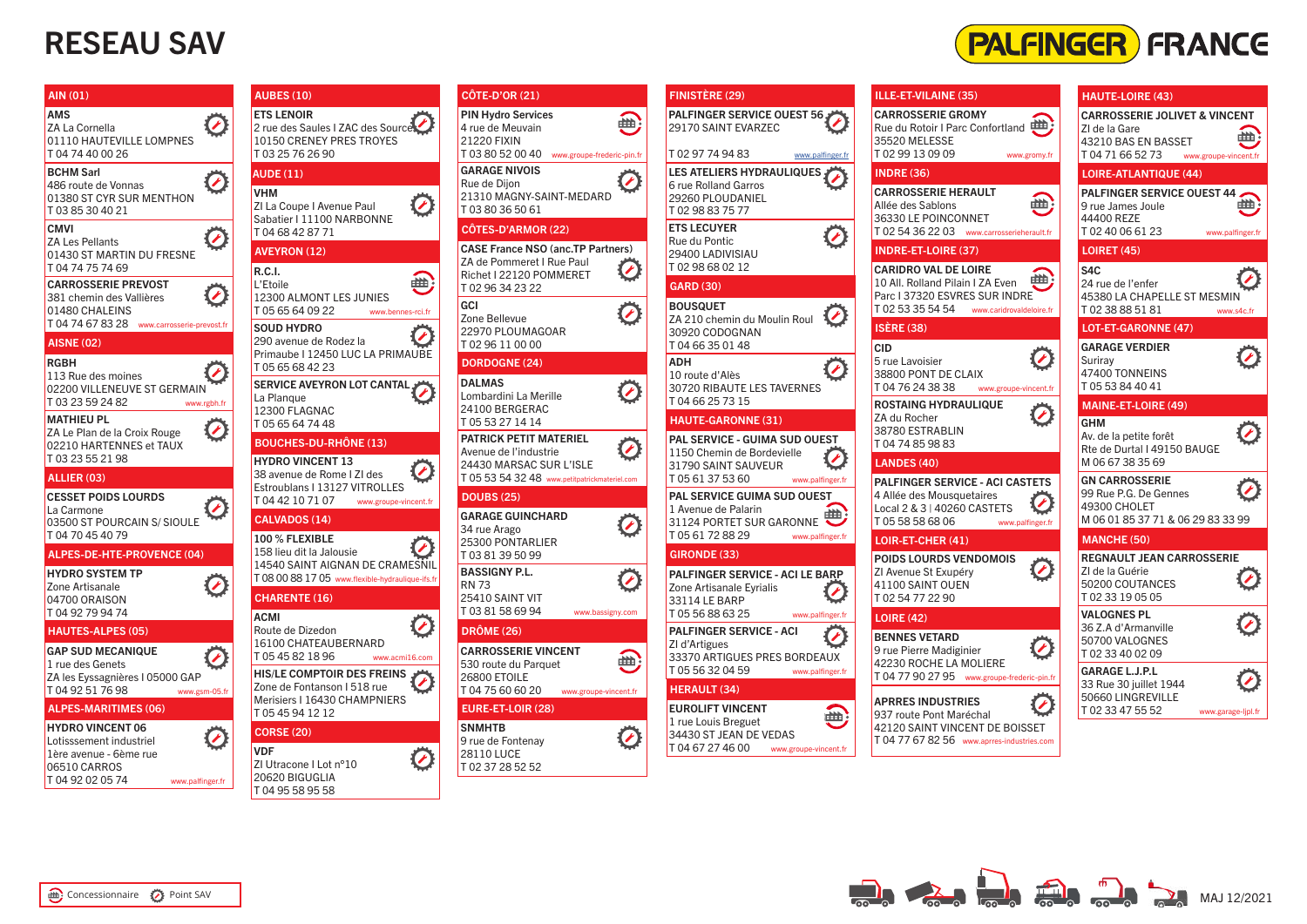# RESEAU SAV

PALFINGER FRANCE

## AIN (01)

**AMS**
ZA La Cornella
01110 HAUTEVILLE LOMPNES
T 04 74 40 00 26

**BCHM Sarl**
486 route de Vonnas
01380 ST CYR SUR MENTHON
T 03 85 30 40 21

**CMVI**
ZA Les Pellants
01430 ST MARTIN DU FRESNE
T 04 74 75 74 69

**CARROSSERIE PREVOST**
381 chemin des Vallières
01480 CHALEINS
T 04 74 67 83 28 www.carrosserie-prevost.fr

## AISNE (02)

**RGBH**
113 Rue des moines
02200 VILLENEUVE ST GERMAIN
T 03 23 59 24 82 www.rgbh.fr

**MATHIEU PL**
ZA Le Plan de la Croix Rouge
02210 HARTENNES et TAUX
T 03 23 55 21 98

## ALLIER (03)

**CESSET POIDS LOURDS**
La Carmone
03500 ST POURCAIN S/ SIOULE
T 04 70 45 40 79

## ALPES-DE-HTE-PROVENCE (04)

**HYDRO SYSTEM TP**
Zone Artisanale
04700 ORAISON
T 04 92 79 94 74

## HAUTES-ALPES (05)

**GAP SUD MECANIQUE**
1 rue des Genets
ZA les Eyssagnières I 05000 GAP
T 04 92 51 76 98 www.gsm-05.fr

## ALPES-MARITIMES (06)

**HYDRO VINCENT 06**
Lotisssement industriel
1ère avenue - 6ème rue
06510 CARROS
T 04 92 02 05 74 www.palfinger.fr

## AUBES (10)

**ETS LENOIR**
2 rue des Saules I ZAC des Sources
10150 CRENEY PRES TROYES
T 03 25 76 26 90

## AUDE (11)

**VHM**
ZI La Coupe I Avenue Paul Sabatier I 11100 NARBONNE
T 04 68 42 87 71

## AVEYRON (12)

**R.C.I.**
L'Etoile
12300 ALMONT LES JUNIES
T 05 65 64 09 22 www.bennes-rci.fr

**SOUD HYDRO**
290 avenue de Rodez la Primaube I 12450 LUC LA PRIMAUBE
T 05 65 68 42 23

**SERVICE AVEYRON LOT CANTAL**
La Planque
12300 FLAGNAC
T 05 65 64 74 48

## BOUCHES-DU-RHÔNE (13)

**HYDRO VINCENT 13**
38 avenue de Rome I ZI des Estroublans I 13127 VITROLLES
T 04 42 10 71 07 www.groupe-vincent.fr

## CALVADOS (14)

**100 % FLEXIBLE**
158 lieu dit la Jalousie
14540 SAINT AIGNAN DE CRAMESNIL
T 08 00 88 17 05 www.flexible-hydraulique-ifs.fr

## CHARENTE (16)

**ACMI**
Route de Dizedon
16100 CHATEAUBERNARD
T 05 45 82 18 96 www.acmi16.com

**HIS/LE COMPTOIR DES FREINS**
Zone de Fontanson I 518 rue Merisiers I 16430 CHAMPNIERS
T 05 45 94 12 12

## CORSE (20)

**VDF**
ZI Utracone I Lot n°10
20620 BIGUGLIA
T 04 95 58 95 58

## CÔTE-D'OR (21)

**PIN Hydro Services**
4 rue de Meuvain
21220 FIXIN
T 03 80 52 00 40 www.groupe-frederic-pin.fr

**GARAGE NIVOIS**
Rue de Dijon
21310 MAGNY-SAINT-MEDARD
T 03 80 36 50 61

## CÔTES-D'ARMOR (22)

**CASE France NSO (anc.TP Partners)**
ZA de Pommeret I Rue Paul Richet I 22120 POMMERET
T 02 96 34 23 22

**GCI**
Zone Bellevue
22970 PLOUMAGOAR
T 02 96 11 00 00

## DORDOGNE (24)

**DALMAS**
Lombardini La Merille
24100 BERGERAC
T 05 53 27 14 14

**PATRICK PETIT MATERIEL**
Avenue de l'industrie
24430 MARSAC SUR L'ISLE
T 05 53 54 32 48 www.petitpatrickmateriel.com

## DOUBS (25)

**GARAGE GUINCHARD**
34 rue Arago
25300 PONTARLIER
T 03 81 39 50 99

**BASSIGNY P.L.**
RN 73
25410 SAINT VIT
T 03 81 58 69 94 www.bassigny.com

## DRÔME (26)

**CARROSSERIE VINCENT**
530 route du Parquet
26800 ETOILE
T 04 75 60 60 20 www.groupe-vincent.fr

## EURE-ET-LOIR (28)

**SNMHTB**
9 rue de Fontenay
28110 LUCE
T 02 37 28 52 52

## FINISTÈRE (29)

**PALFINGER SERVICE OUEST 56**
29170 SAINT EVARZEC
T 02 97 74 94 83 www.palfinger.fr

**LES ATELIERS HYDRAULIQUES**
6 rue Rolland Garros
29260 PLOUDANIEL
T 02 98 83 75 77

**ETS LECUYER**
Rue du Pontic
29400 LADIVISIAU
T 02 98 68 02 12

## GARD (30)

**BOUSQUET**
ZA 210 chemin du Moulin Roul
30920 CODOGNAN
T 04 66 35 01 48

**ADH**
10 route d'Alès
30720 RIBAUTE LES TAVERNES
T 04 66 25 73 15

## HAUTE-GARONNE (31)

**PAL SERVICE - GUIMA SUD OUEST**
1150 Chemin de Bordevielle
31790 SAINT SAUVEUR
T 05 61 37 53 60 www.palfinger.fr

**PAL SERVICE GUIMA SUD OUEST**
1 Avenue de Palarin
31124 PORTET SUR GARONNE
T 05 61 72 88 29 www.palfinger.fr

## GIRONDE (33)

**PALFINGER SERVICE - ACI LE BARP**
Zone Artisanale Eyrialis
33114 LE BARP
T 05 56 88 63 25 www.palfinger.fr

**PALFINGER SERVICE - ACI**
ZI d'Artigues
33370 ARTIGUES PRES BORDEAUX
T 05 56 32 04 59 www.palfinger.fr

## HERAULT (34)

**EUROLIFT VINCENT**
1 rue Louis Breguet
34430 ST JEAN DE VEDAS
T 04 67 27 46 00 www.groupe-vincent.fr

## ILLE-ET-VILAINE (35)

**CARROSSERIE GROMY**
Rue du Rotoir I Parc Confortland
35520 MELESSE
T 02 99 13 09 09 www.gromy.fr

## INDRE (36)

**CARROSSERIE HERAULT**
Allée des Sablons
36330 LE POINCONNET
T 02 54 36 22 03 www.carrosserieherault.fr

## INDRE-ET-LOIRE (37)

**CARIDRO VAL DE LOIRE**
10 All. Rolland Pilain I ZA Even Parc I 37320 ESVRES SUR INDRE
T 02 53 35 54 54 www.caridrovaldeloire.fr

## ISÈRE (38)

**CID**
5 rue Lavoisier
38800 PONT DE CLAIX
T 04 76 24 38 38 www.groupe-vincent.fr

**ROSTAING HYDRAULIQUE**
ZA du Rocher
38780 ESTRABLIN
T 04 74 85 98 83

## LANDES (40)

**PALFINGER SERVICE - ACI CASTETS**
4 Allée des Mousquetaires
Local 2 & 3 I 40260 CASTETS
T 05 58 58 68 06 www.palfinger.fr

## LOIR-ET-CHER (41)

**POIDS LOURDS VENDOMOIS**
ZI Avenue St Expéry
41100 SAINT OUEN
T 02 54 77 22 90

## LOIRE (42)

**BENNES VETARD**
9 rue Pierre Madiginier
42230 ROCHE LA MOLIERE
T 04 77 90 27 95 www.groupe-frederic-pin.fr

**APRRES INDUSTRIES**
937 route Pont Maréchal
42120 SAINT VINCENT DE BOISSET
T 04 77 67 82 56 www.aprres-industries.com

## HAUTE-LOIRE (43)

**CARROSSERIE JOLIVET & VINCENT**
ZI de la Gare
43210 BAS EN BASSET
T 04 71 66 52 73 www.groupe-vincent.fr

## LOIRE-ATLANTIQUE (44)

**PALFINGER SERVICE OUEST 44**
9 rue James Joule
44400 REZE
T 02 40 06 61 23 www.palfinger.fr

## LOIRET (45)

**S4C**
24 rue de l'enfer
45380 LA CHAPELLE ST MESMIN
T 02 38 88 51 81 www.s4c.fr

## LOT-ET-GARONNE (47)

**GARAGE VERDIER**
Suriray
47400 TONNEINS
T 05 53 84 40 41

## MAINE-ET-LOIRE (49)

**GHM**
Av. de la petite forêt
Rte de Durtal I 49150 BAUGE
M 06 67 38 35 69

**GN CARROSSERIE**
99 Rue P.G. De Gennes
49300 CHOLET
M 06 01 85 37 71 & 06 29 83 33 99

## MANCHE (50)

**REGNAULT JEAN CARROSSERIE**
ZI de la Guérie
50200 COUTANCES
T 02 33 19 05 05

**VALOGNES PL**
36 Z.A d'Armanville
50700 VALOGNES
T 02 33 40 02 09

**GARAGE L.J.P.L**
33 Rue 30 juillet 1944
50660 LINGREVILLE
T 02 33 47 55 52 www.garage-ljpl.fr

Concessionnaire — Point SAV

MAJ 12/2021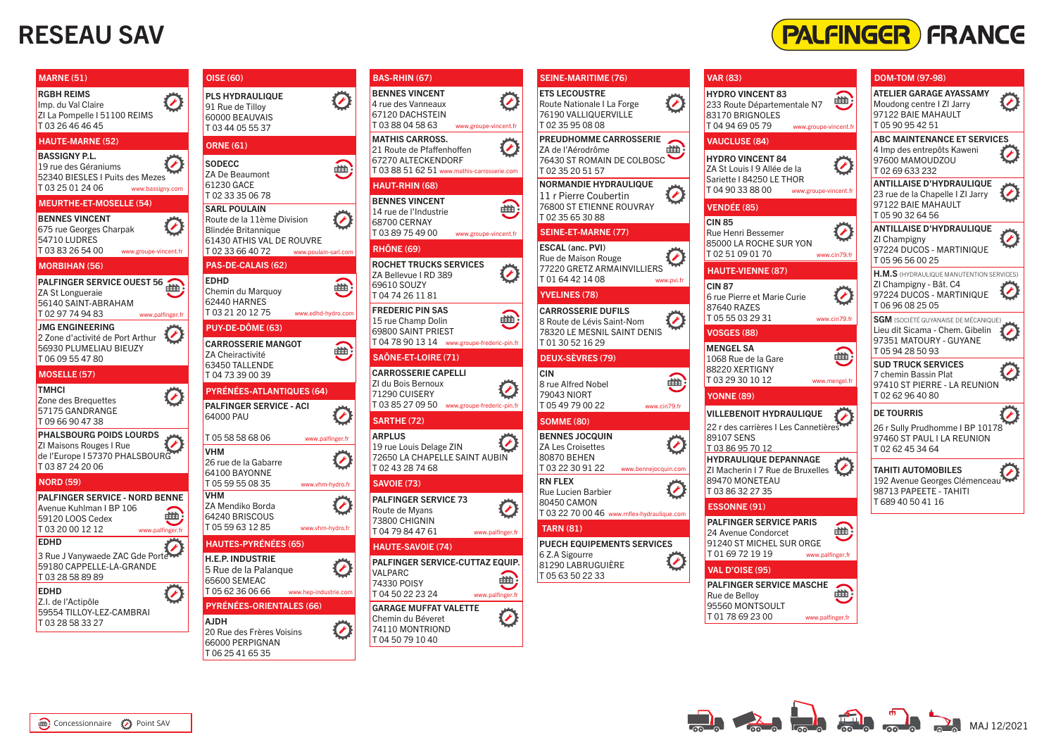# RESEAU SAV

PALFINGER FRANCE

## MARNE (51)

**RGBH REIMS**
Imp. du Val Claire
ZI La Pompelle I 51100 REIMS
T 03 26 46 46 45

## HAUTE-MARNE (52)

**BASSIGNY P.L.**
19 rue des Géraniums
52340 BIESLES I Puits des Mezes
T 03 25 01 24 06 www.bassigny.com

## MEURTHE-ET-MOSELLE (54)

**BENNES VINCENT**
675 rue Georges Charpak
54710 LUDRES
T 03 83 26 54 00 www.groupe-vincent.fr

## MORBIHAN (56)

**PALFINGER SERVICE OUEST 56**
ZA St Longueraie
56140 SAINT-ABRAHAM
T 02 97 74 94 83 www.palfinger.fr

**JMG ENGINEERING**
2 Zone d'activité de Port Arthur
56930 PLUMELIAU BIEUZY
T 06 09 55 47 80

## MOSELLE (57)

**TMHCI**
Zone des Brequettes
57175 GANDRANGE
T 09 66 90 47 38

**PHALSBOURG POIDS LOURDS**
ZI Maisons Rouges I Rue de l'Europe I 57370 PHALSBOURG
T 03 87 24 20 06

## NORD (59)

**PALFINGER SERVICE - NORD BENNE**
Avenue Kuhlman I BP 106
59120 LOOS Cedex
T 03 20 00 12 12 www.palfinger.fr

**EDHD**
3 Rue J Vanywaede ZAC Gde Porte
59180 CAPPELLE-LA-GRANDE
T 03 28 58 89 89

**EDHD**
Z.I. de l'Actipôle
59554 TILLOY-LEZ-CAMBRAI
T 03 28 58 33 27

## OISE (60)

**PLS HYDRAULIQUE**
91 Rue de Tilloy
60000 BEAUVAIS
T 03 44 05 55 37

## ORNE (61)

**SODECC**
ZA De Beaumont
61230 GACE
T 02 33 35 06 78

**SARL POULAIN**
Route de la 11ème Division Blindée Britannique
61430 ATHIS VAL DE ROUVRE
T 02 33 66 40 72 www.poulain-sarl.com

## PAS-DE-CALAIS (62)

**EDHD**
Chemin du Marquoy
62440 HARNES
T 03 21 20 12 75 www.edhd-hydro.com

## PUY-DE-DÔME (63)

**CARROSSERIE MANGOT**
ZA Cheiractivité
63450 TALLENDE
T 04 73 39 00 39

## PYRÉNÉES-ATLANTIQUES (64)

**PALFINGER SERVICE - ACI**
64000 PAU

T 05 58 58 68 06 www.palfinger.fr

**VHM**
26 rue de la Gabarre
64100 BAYONNE
T 05 59 55 08 35 www.vhm-hydro.fr

**VHM**
ZA Mendiko Borda
64240 BRISCOUS
T 05 59 63 12 85 www.vhm-hydro.fr

## HAUTES-PYRÉNÉES (65)

**H.E.P. INDUSTRIE**
5 Rue de la Palanque
65600 SEMEAC
T 05 62 36 06 66 www.hep-industrie.com

## PYRÉNÉES-ORIENTALES (66)

**AJDH**
20 Rue des Frères Voisins
66000 PERPIGNAN
T 06 25 41 65 35

## BAS-RHIN (67)

**BENNES VINCENT**
4 rue des Vanneaux
67120 DACHSTEIN
T 03 88 04 58 63 www.groupe-vincent.fr

**MATHIS CARROSS.**
21 Route de Pfaffenhoffen
67270 ALTECKENDORF
T 03 88 51 62 51 www.mathis-carrosserie.com

## HAUT-RHIN (68)

**BENNES VINCENT**
14 rue de l'Industrie
68700 CERNAY
T 03 89 75 49 00 www.groupe-vincent.fr

## RHÔNE (69)

**ROCHET TRUCKS SERVICES**
ZA Bellevue I RD 389
69610 SOUZY
T 04 74 26 11 81

**FREDERIC PIN SAS**
15 rue Champ Dolin
69800 SAINT PRIEST
T 04 78 90 13 14 www.groupe-frederic-pin.fr

## SAÔNE-ET-LOIRE (71)

**CARROSSERIE CAPELLI**
ZI du Bois Bernoux
71290 CUISERY
T 03 85 27 09 50 www.groupe-frederic-pin.fr

## SARTHE (72)

**ARPLUS**
19 rue Louis Delage ZIN
72650 LA CHAPELLE SAINT AUBIN
T 02 43 28 74 68

## SAVOIE (73)

**PALFINGER SERVICE 73**
Route de Myans
73800 CHIGNIN
T 04 79 84 47 61 www.palfinger.fr

## HAUTE-SAVOIE (74)

**PALFINGER SERVICE-CUTTAZ EQUIP.**
VALPARC
74330 POISY
T 04 50 22 23 24 www.palfinger.fr

**GARAGE MUFFAT VALETTE**
Chemin du Béveret
74110 MONTRIOND
T 04 50 79 10 40

## SEINE-MARITIME (76)

**ETS LECOUSTRE**
Route Nationale I La Forge
76190 VALLIQUERVILLE
T 02 35 95 08 08

**PREUDHOMME CARROSSERIE**
ZA de l'Aérodrôme
76430 ST ROMAIN DE COLBOSC
T 02 35 20 51 57

**NORMANDIE HYDRAULIQUE**
11 r Pierre Coubertin
76800 ST ETIENNE ROUVRAY
T 02 35 65 30 88

## SEINE-ET-MARNE (77)

**ESCAL (anc. PVI)**
Rue de Maison Rouge
77220 GRETZ ARMAINVILLIERS
T 01 64 42 14 08 www.pvi.fr

## YVELINES (78)

**CARROSSERIE DUFILS**
8 Route de Lévis Saint-Nom
78320 LE MESNIL SAINT DENIS
T 01 30 52 16 29

## DEUX-SÈVRES (79)

**CIN**
8 rue Alfred Nobel
79043 NIORT
T 05 49 79 00 22 www.cin79.fr

## SOMME (80)

**BENNES JOCQUIN**
ZA Les Croisettes
80870 BEHEN
T 03 22 30 91 22 www.bennejocquin.com

**RN FLEX**
Rue Lucien Barbier
80450 CAMON
T 03 22 70 00 46 www.rnflex-hydraulique.com

## TARN (81)

**PUECH EQUIPEMENTS SERVICES**
6 Z.A Sigourre
81290 LABRUGUIÈRE
T 05 63 50 22 33

## VAR (83)

**HYDRO VINCENT 83**
233 Route Départementale N7
83170 BRIGNOLES
T 04 94 69 05 79 www.groupe-vincent.fr

## VAUCLUSE (84)

**HYDRO VINCENT 84**
ZA St Louis I 9 Allée de la Sariette I 84250 LE THOR
T 04 90 33 88 00 www.groupe-vincent.fr

## VENDÉE (85)

**CIN 85**
Rue Henri Bessemer
85000 LA ROCHE SUR YON
T 02 51 09 01 70 www.cin79.fr

## HAUTE-VIENNE (87)

**CIN 87**
6 rue Pierre et Marie Curie
87640 RAZES
T 05 55 03 29 31 www.cin79.fr

## VOSGES (88)

**MENGEL SA**
1068 Rue de la Gare
88220 XERTIGNY
T 03 29 30 10 12 www.mengel.fr

## YONNE (89)

**VILLEBENOIT HYDRAULIQUE**
22 r des carrières I Les Cannetières
89107 SENS
T 03 86 95 70 12

**HYDRAULIQUE DEPANNAGE**
ZI Macherin I 7 Rue de Bruxelles
89470 MONETEAU
T 03 86 32 27 35

## ESSONNE (91)

**PALFINGER SERVICE PARIS**
24 Avenue Condorcet
91240 ST MICHEL SUR ORGE
T 01 69 72 19 19 www.palfinger.fr

## VAL D'OISE (95)

**PALFINGER SERVICE MASCHE**
Rue de Belloy
95560 MONTSOULT
T 01 78 69 23 00 www.palfinger.fr

## DOM-TOM (97-98)

**ATELIER GARAGE AYASSAMY**
Moudong centre I ZI Jarry
97122 BAIE MAHAULT
T 05 90 95 42 51

**ABC MAINTENANCE ET SERVICES**
4 Imp des entrepôts Kaweni
97600 MAMOUDZOU
T 02 69 633 232

**ANTILLAISE D'HYDRAULIQUE**
23 rue de la Chapelle I ZI Jarry
97122 BAIE MAHAULT
T 05 90 32 64 56

**ANTILLAISE D'HYDRAULIQUE**
ZI Champigny
97224 DUCOS - MARTINIQUE
T 05 96 56 00 25

**H.M.S** (HYDRAULIQUE MANUTENTION SERVICES)
ZI Champigny - Bât. C4
97224 DUCOS - MARTINIQUE
T 06 96 08 25 05

**SGM** (SOCIÉTÉ GUYANAISE DE MÉCANIQUE)
Lieu dit Sicama - Chem. Gibelin
97351 MATOURY - GUYANE
T 05 94 28 50 93

**SUD TRUCK SERVICES**
7 chemin Bassin Plat
97410 ST PIERRE - LA REUNION
T 02 62 96 40 80

**DE TOURRIS**
26 r Sully Prudhomme I BP 10178
97460 ST PAUL I LA REUNION
T 02 62 45 34 64

**TAHITI AUTOMOBILES**
192 Avenue Georges Clémenceau
98713 PAPEETE - TAHITI
T 689 40 50 41 16

Concessionnaire | Point SAV

MAJ 12/2021